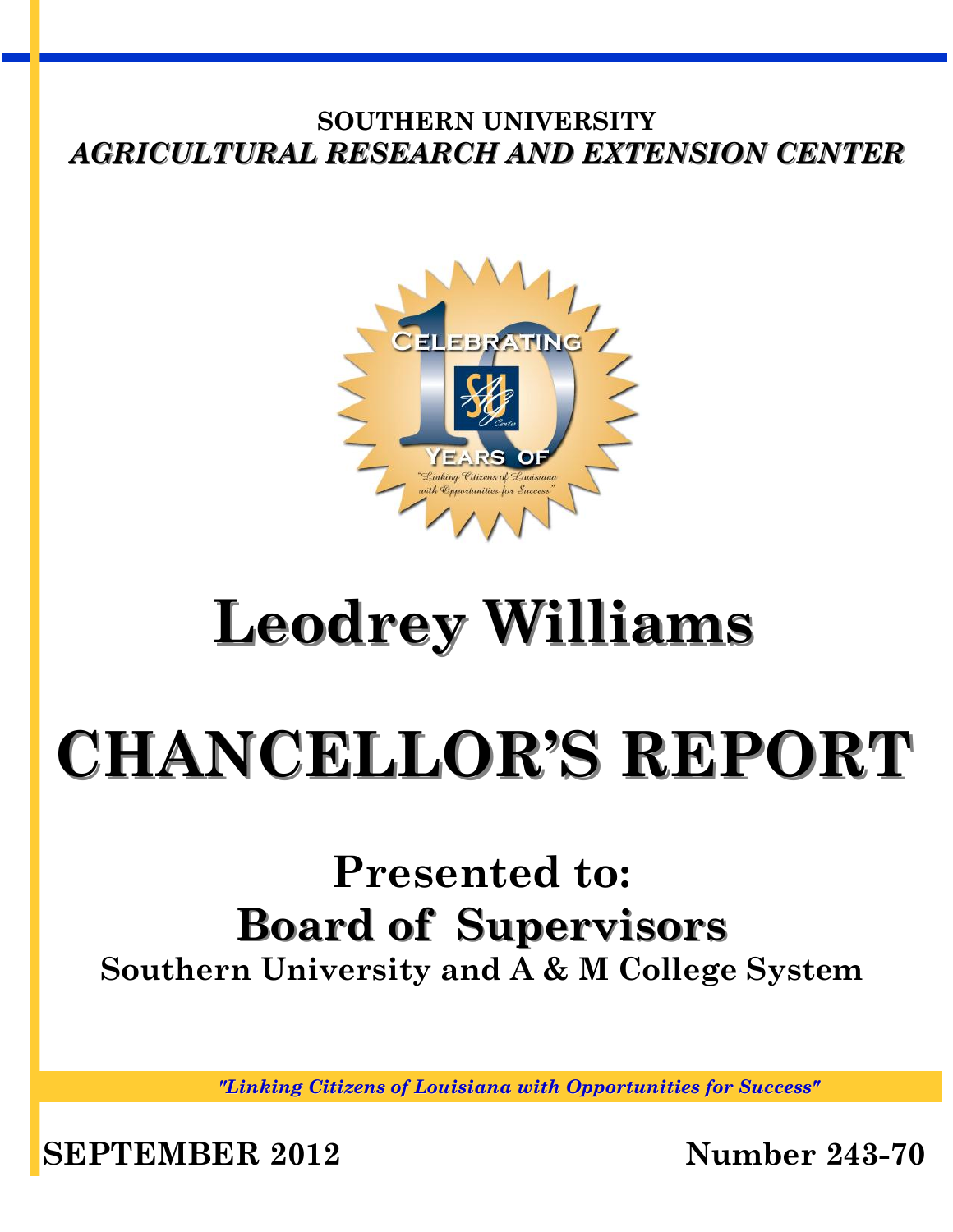**SOUTHERN UNIVERSITY**

***AGRICULTURAL RESEARCH AND EXTENSION CENTER***

# Leodrey Williams

# CHANCELLOR'S REPORT

## Presented to:

## Board of Supervisors

**Southern University and A & M College System**

***"Linking Citizens of Louisiana with Opportunities for Success"***

**SEPTEMBER 2012** **Number 243-70**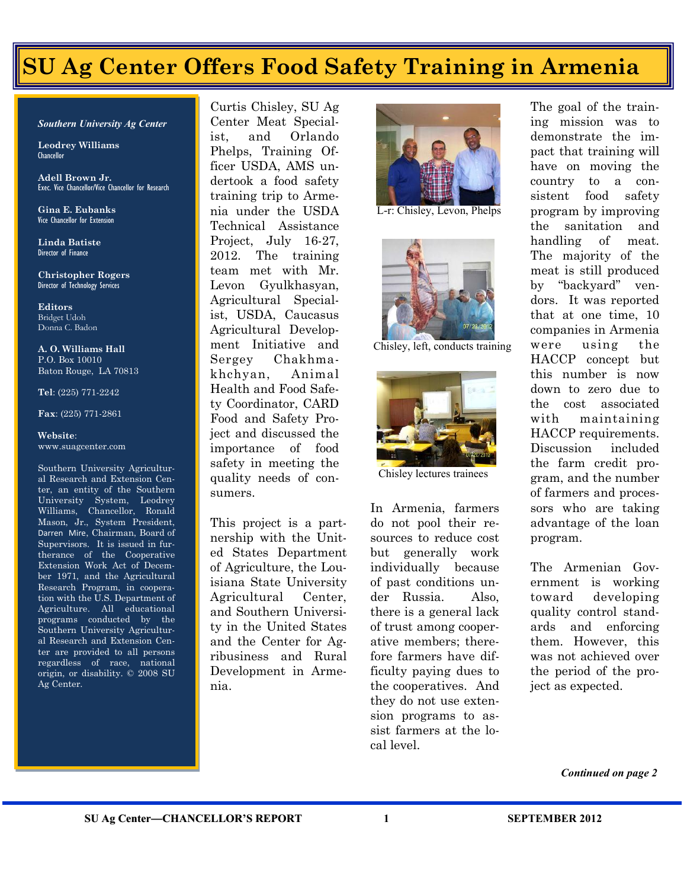# SU Ag Center Offers Food Safety Training in Armenia

*Southern University Ag Center*

**Leodrey Williams**
Chancellor

**Adell Brown Jr.**
Exec. Vice Chancellor/Vice Chancellor for Research

**Gina E. Eubanks**
Vice Chancellor for Extension

**Linda Batiste**
Director of Finance

**Christopher Rogers**
Director of Technology Services

**Editors**
Bridget Udoh
Donna C. Badon

**A. O. Williams Hall**
P.O. Box 10010
Baton Rouge, LA 70813

**Tel**: (225) 771-2242

**Fax**: (225) 771-2861

**Website**:
www.suagcenter.com

Southern University Agricultural Research and Extension Center, an entity of the Southern University System, Leodrey Williams, Chancellor, Ronald Mason, Jr., System President, Darren Mire, Chairman, Board of Supervisors. It is issued in furtherance of the Cooperative Extension Work Act of December 1971, and the Agricultural Research Program, in cooperation with the U.S. Department of Agriculture. All educational programs conducted by the Southern University Agricultural Research and Extension Center are provided to all persons regardless of race, national origin, or disability. © 2008 SU Ag Center.

Curtis Chisley, SU Ag Center Meat Specialist, and Orlando Phelps, Training Officer USDA, AMS undertook a food safety training trip to Armenia under the USDA Technical Assistance Project, July 16-27, 2012. The training team met with Mr. Levon Gyulkhasyan, Agricultural Specialist, USDA, Caucasus Agricultural Development Initiative and Sergey Chakhmakhchyan, Animal Health and Food Safety Coordinator, CARD Food and Safety Project and discussed the importance of food safety in meeting the quality needs of consumers.

This project is a partnership with the United States Department of Agriculture, the Louisiana State University Agricultural Center, and Southern University in the United States and the Center for Agribusiness and Rural Development in Armenia.

L-r: Chisley, Levon, Phelps

Chisley, left, conducts training

Chisley lectures trainees

In Armenia, farmers do not pool their resources to reduce cost but generally work individually because of past conditions under Russia. Also, there is a general lack of trust among cooperative members; therefore farmers have difficulty paying dues to the cooperatives. And they do not use extension programs to assist farmers at the local level.

The goal of the training mission was to demonstrate the impact that training will have on moving the country to a consistent food safety program by improving the sanitation and handling of meat. The majority of the meat is still produced by "backyard" vendors. It was reported that at one time, 10 companies in Armenia were using the HACCP concept but this number is now down to zero due to the cost associated with maintaining HACCP requirements. Discussion included the farm credit program, and the number of farmers and processors who are taking advantage of the loan program.

The Armenian Government is working toward developing quality control standards and enforcing them. However, this was not achieved over the period of the project as expected.

***Continued on page 2***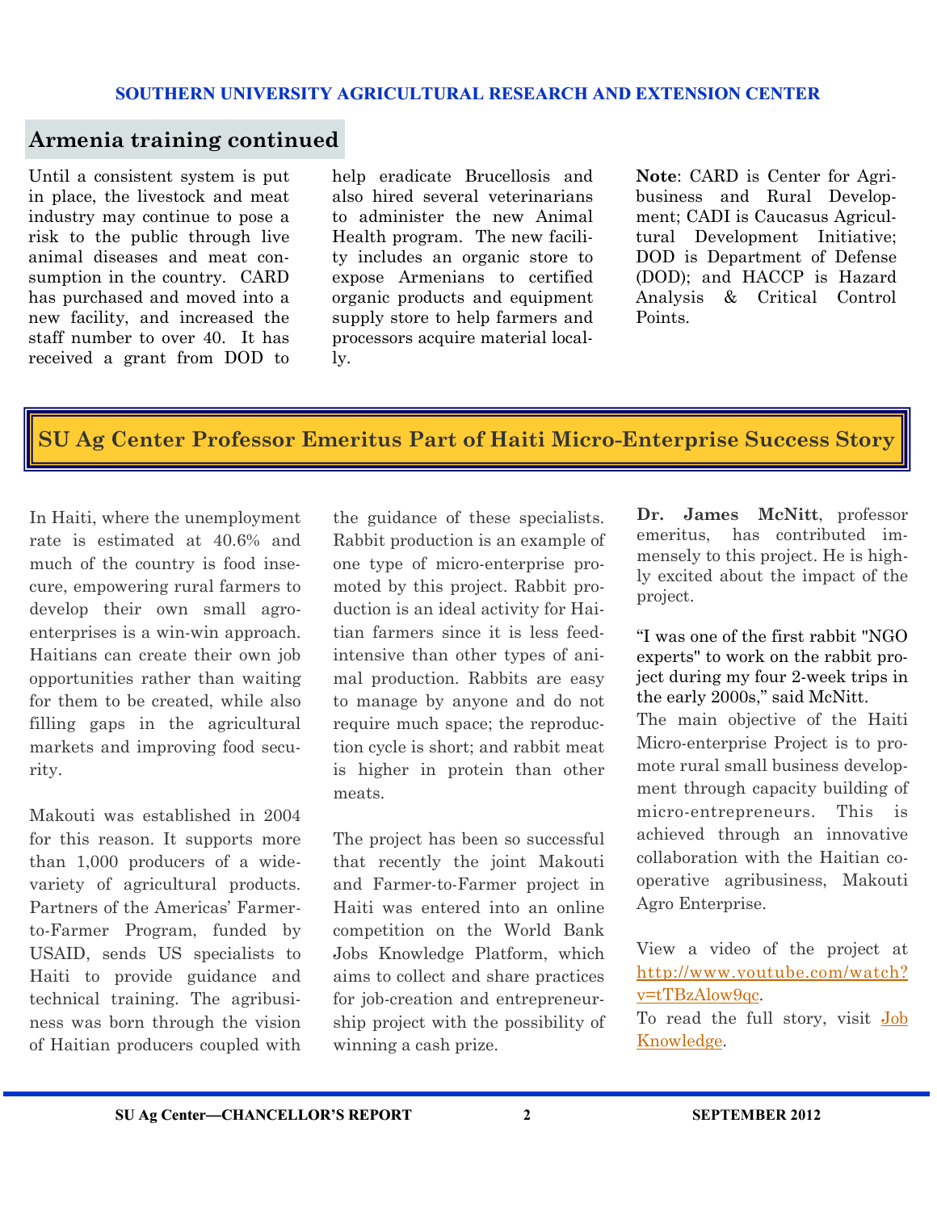## Armenia training continued

Until a consistent system is put in place, the livestock and meat industry may continue to pose a risk to the public through live animal diseases and meat consumption in the country. CARD has purchased and moved into a new facility, and increased the staff number to over 40. It has received a grant from DOD to help eradicate Brucellosis and also hired several veterinarians to administer the new Animal Health program. The new facility includes an organic store to expose Armenians to certified organic products and equipment supply store to help farmers and processors acquire material locally.

**Note**: CARD is Center for Agribusiness and Rural Development; CADI is Caucasus Agricultural Development Initiative; DOD is Department of Defense (DOD); and HACCP is Hazard Analysis & Critical Control Points.

## SU Ag Center Professor Emeritus Part of Haiti Micro-Enterprise Success Story

In Haiti, where the unemployment rate is estimated at 40.6% and much of the country is food insecure, empowering rural farmers to develop their own small agro-enterprises is a win-win approach. Haitians can create their own job opportunities rather than waiting for them to be created, while also filling gaps in the agricultural markets and improving food security.

Makouti was established in 2004 for this reason. It supports more than 1,000 producers of a wide-variety of agricultural products. Partners of the Americas' Farmer-to-Farmer Program, funded by USAID, sends US specialists to Haiti to provide guidance and technical training. The agribusiness was born through the vision of Haitian producers coupled with the guidance of these specialists. Rabbit production is an example of one type of micro-enterprise promoted by this project. Rabbit production is an ideal activity for Haitian farmers since it is less feed-intensive than other types of animal production. Rabbits are easy to manage by anyone and do not require much space; the reproduction cycle is short; and rabbit meat is higher in protein than other meats.

The project has been so successful that recently the joint Makouti and Farmer-to-Farmer project in Haiti was entered into an online competition on the World Bank Jobs Knowledge Platform, which aims to collect and share practices for job-creation and entrepreneurship project with the possibility of winning a cash prize.

**Dr. James McNitt**, professor emeritus, has contributed immensely to this project. He is highly excited about the impact of the project.

"I was one of the first rabbit "NGO experts" to work on the rabbit project during my four 2-week trips in the early 2000s," said McNitt.

The main objective of the Haiti Micro-enterprise Project is to promote rural small business development through capacity building of micro-entrepreneurs. This is achieved through an innovative collaboration with the Haitian cooperative agribusiness, Makouti Agro Enterprise.

View a video of the project at http://www.youtube.com/watch?v=tTBzAlow9qc.

To read the full story, visit Job Knowledge.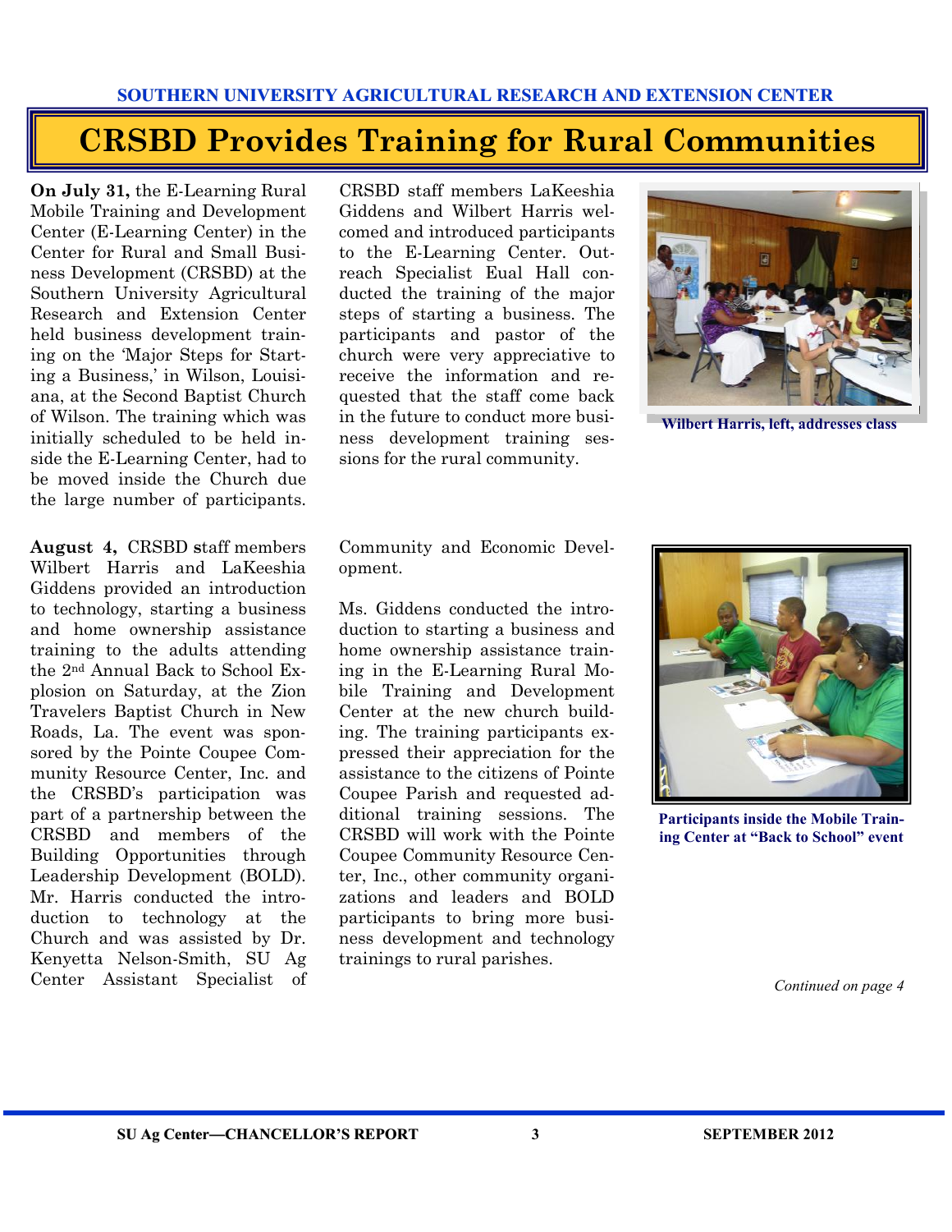# CRSBD Provides Training for Rural Communities

**On July 31,** the E-Learning Rural Mobile Training and Development Center (E-Learning Center) in the Center for Rural and Small Business Development (CRSBD) at the Southern University Agricultural Research and Extension Center held business development training on the 'Major Steps for Starting a Business,' in Wilson, Louisiana, at the Second Baptist Church of Wilson. The training which was initially scheduled to be held inside the E-Learning Center, had to be moved inside the Church due the large number of participants.

CRSBD staff members LaKeeshia Giddens and Wilbert Harris welcomed and introduced participants to the E-Learning Center. Outreach Specialist Eual Hall conducted the training of the major steps of starting a business. The participants and pastor of the church were very appreciative to receive the information and requested that the staff come back in the future to conduct more business development training sessions for the rural community.

**Wilbert Harris, left, addresses class**

**August 4,** CRSBD staff members Wilbert Harris and LaKeeshia Giddens provided an introduction to technology, starting a business and home ownership assistance training to the adults attending the 2nd Annual Back to School Explosion on Saturday, at the Zion Travelers Baptist Church in New Roads, La. The event was sponsored by the Pointe Coupee Community Resource Center, Inc. and the CRSBD's participation was part of a partnership between the CRSBD and members of the Building Opportunities through Leadership Development (BOLD). Mr. Harris conducted the introduction to technology at the Church and was assisted by Dr. Kenyetta Nelson-Smith, SU Ag Center Assistant Specialist of Community and Economic Development.

Ms. Giddens conducted the introduction to starting a business and home ownership assistance training in the E-Learning Rural Mobile Training and Development Center at the new church building. The training participants expressed their appreciation for the assistance to the citizens of Pointe Coupee Parish and requested additional training sessions. The CRSBD will work with the Pointe Coupee Community Resource Center, Inc., other community organizations and leaders and BOLD participants to bring more business development and technology trainings to rural parishes.

**Participants inside the Mobile Training Center at "Back to School" event**

*Continued on page 4*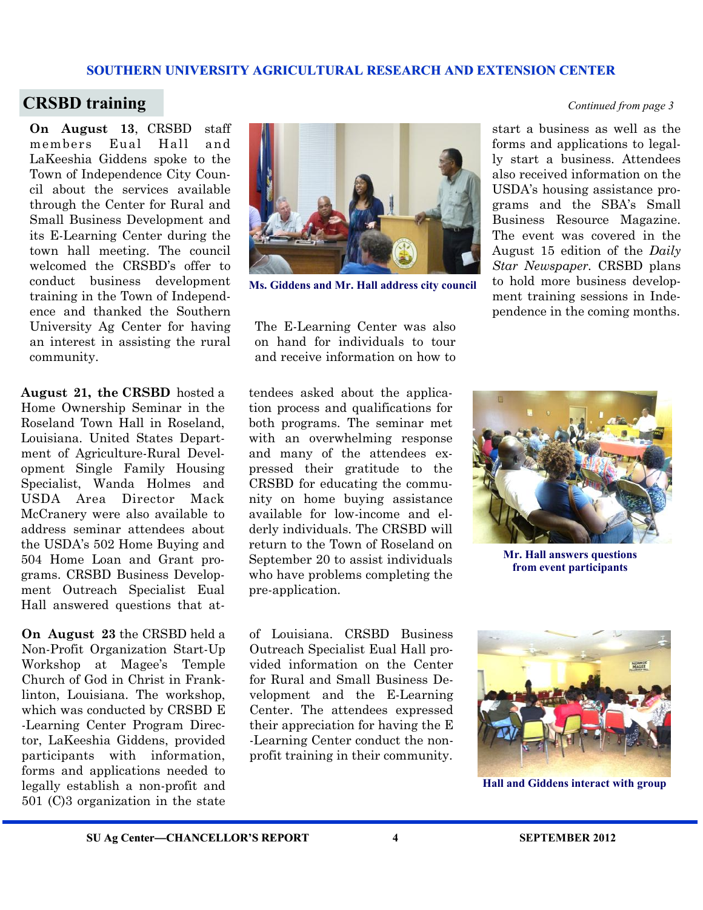## CRSBD training

*Continued from page 3*

**On August 13**, CRSBD staff members Eual Hall and LaKeeshia Giddens spoke to the Town of Independence City Council about the services available through the Center for Rural and Small Business Development and its E-Learning Center during the town hall meeting. The council welcomed the CRSBD's offer to conduct business development training in the Town of Independence and thanked the Southern University Ag Center for having an interest in assisting the rural community.

Ms. Giddens and Mr. Hall address city council

The E-Learning Center was also on hand for individuals to tour and receive information on how to start a business as well as the forms and applications to legally start a business. Attendees also received information on the USDA's housing assistance programs and the SBA's Small Business Resource Magazine. The event was covered in the August 15 edition of the *Daily Star Newspaper*. CRSBD plans to hold more business development training sessions in Independence in the coming months.

**August 21, the CRSBD** hosted a Home Ownership Seminar in the Roseland Town Hall in Roseland, Louisiana. United States Department of Agriculture-Rural Development Single Family Housing Specialist, Wanda Holmes and USDA Area Director Mack McCranery were also available to address seminar attendees about the USDA's 502 Home Buying and 504 Home Loan and Grant programs. CRSBD Business Development Outreach Specialist Eual Hall answered questions that attendees asked about the application process and qualifications for both programs. The seminar met with an overwhelming response and many of the attendees expressed their gratitude to the CRSBD for educating the community on home buying assistance available for low-income and elderly individuals. The CRSBD will return to the Town of Roseland on September 20 to assist individuals who have problems completing the pre-application.

Mr. Hall answers questions from event participants

**On August 23** the CRSBD held a Non-Profit Organization Start-Up Workshop at Magee's Temple Church of God in Christ in Franklinton, Louisiana. The workshop, which was conducted by CRSBD E-Learning Center Program Director, LaKeeshia Giddens, provided participants with information, forms and applications needed to legally establish a non-profit and 501 (C)3 organization in the state of Louisiana. CRSBD Business Outreach Specialist Eual Hall provided information on the Center for Rural and Small Business Development and the E-Learning Center. The attendees expressed their appreciation for having the E-Learning Center conduct the non-profit training in their community.

Hall and Giddens interact with group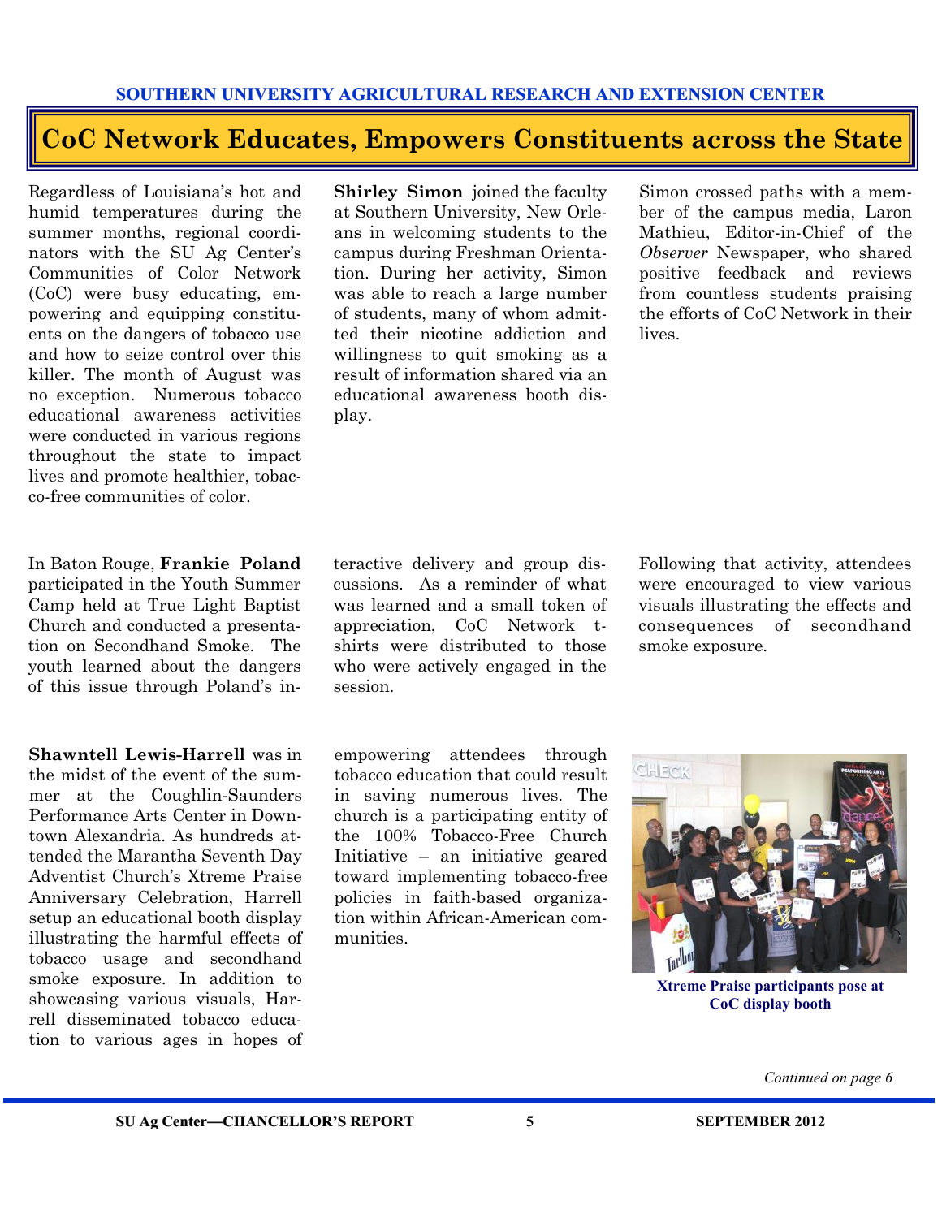# CoC Network Educates, Empowers Constituents across the State

Regardless of Louisiana's hot and humid temperatures during the summer months, regional coordinators with the SU Ag Center's Communities of Color Network (CoC) were busy educating, empowering and equipping constituents on the dangers of tobacco use and how to seize control over this killer. The month of August was no exception. Numerous tobacco educational awareness activities were conducted in various regions throughout the state to impact lives and promote healthier, tobacco-free communities of color.

**Shirley Simon** joined the faculty at Southern University, New Orleans in welcoming students to the campus during Freshman Orientation. During her activity, Simon was able to reach a large number of students, many of whom admitted their nicotine addiction and willingness to quit smoking as a result of information shared via an educational awareness booth display.

Simon crossed paths with a member of the campus media, Laron Mathieu, Editor-in-Chief of the *Observer* Newspaper, who shared positive feedback and reviews from countless students praising the efforts of CoC Network in their lives.

In Baton Rouge, **Frankie Poland** participated in the Youth Summer Camp held at True Light Baptist Church and conducted a presentation on Secondhand Smoke. The youth learned about the dangers of this issue through Poland's interactive delivery and group discussions. As a reminder of what was learned and a small token of appreciation, CoC Network t-shirts were distributed to those who were actively engaged in the session.

Following that activity, attendees were encouraged to view various visuals illustrating the effects and consequences of secondhand smoke exposure.

**Shawntell Lewis-Harrell** was in the midst of the event of the summer at the Coughlin-Saunders Performance Arts Center in Downtown Alexandria. As hundreds attended the Marantha Seventh Day Adventist Church's Xtreme Praise Anniversary Celebration, Harrell setup an educational booth display illustrating the harmful effects of tobacco usage and secondhand smoke exposure. In addition to showcasing various visuals, Harrell disseminated tobacco education to various ages in hopes of empowering attendees through tobacco education that could result in saving numerous lives. The church is a participating entity of the 100% Tobacco-Free Church Initiative – an initiative geared toward implementing tobacco-free policies in faith-based organization within African-American communities.

Xtreme Praise participants pose at CoC display booth

*Continued on page 6*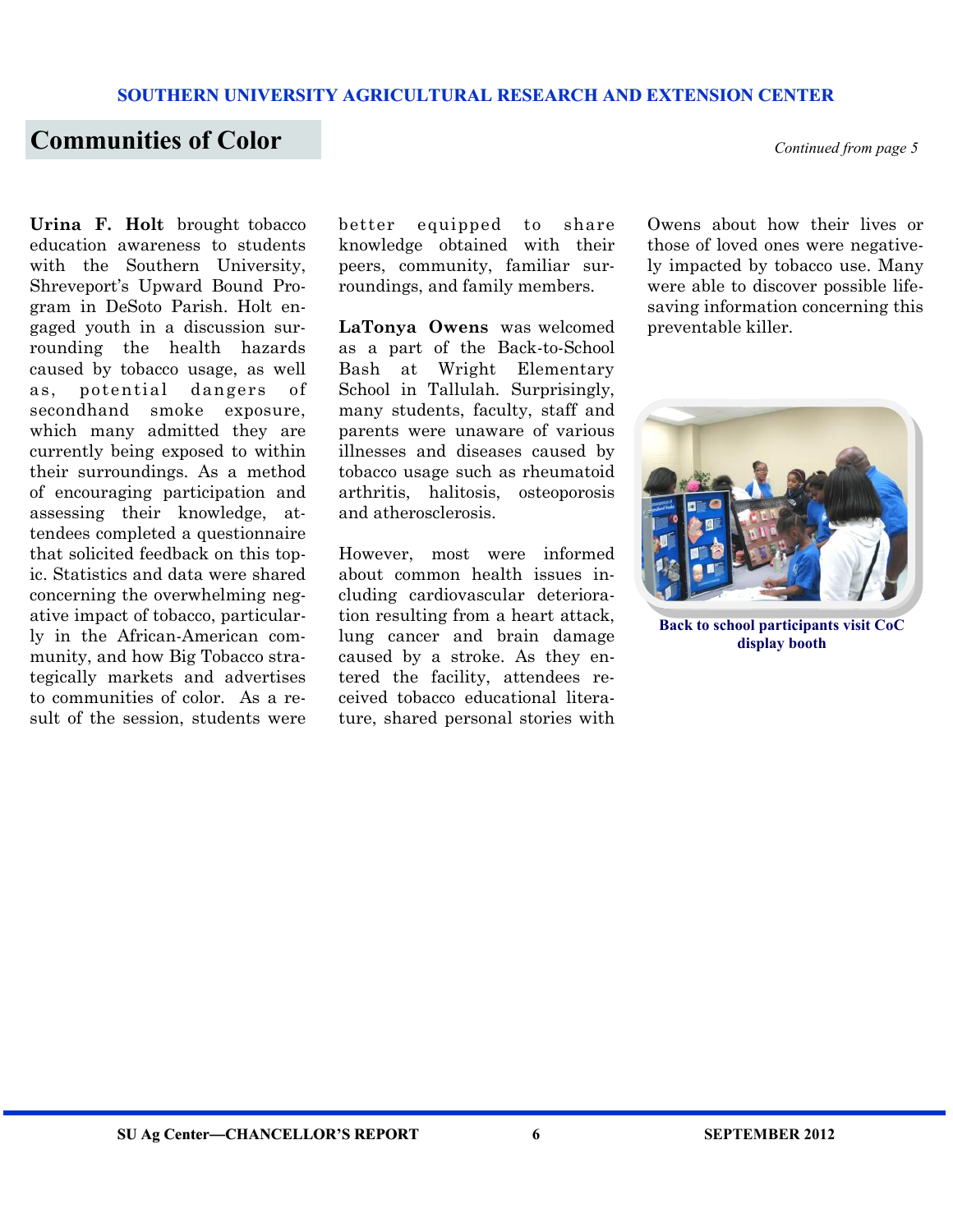# Communities of Color

*Continued from page 5*

**Urina F. Holt** brought tobacco education awareness to students with the Southern University, Shreveport's Upward Bound Program in DeSoto Parish. Holt engaged youth in a discussion surrounding the health hazards caused by tobacco usage, as well as, potential dangers of secondhand smoke exposure, which many admitted they are currently being exposed to within their surroundings. As a method of encouraging participation and assessing their knowledge, attendees completed a questionnaire that solicited feedback on this topic. Statistics and data were shared concerning the overwhelming negative impact of tobacco, particularly in the African-American community, and how Big Tobacco strategically markets and advertises to communities of color. As a result of the session, students were better equipped to share knowledge obtained with their peers, community, familiar surroundings, and family members.

**LaTonya Owens** was welcomed as a part of the Back-to-School Bash at Wright Elementary School in Tallulah. Surprisingly, many students, faculty, staff and parents were unaware of various illnesses and diseases caused by tobacco usage such as rheumatoid arthritis, halitosis, osteoporosis and atherosclerosis.

However, most were informed about common health issues including cardiovascular deterioration resulting from a heart attack, lung cancer and brain damage caused by a stroke. As they entered the facility, attendees received tobacco educational literature, shared personal stories with Owens about how their lives or those of loved ones were negatively impacted by tobacco use. Many were able to discover possible lifesaving information concerning this preventable killer.

**Back to school participants visit CoC display booth**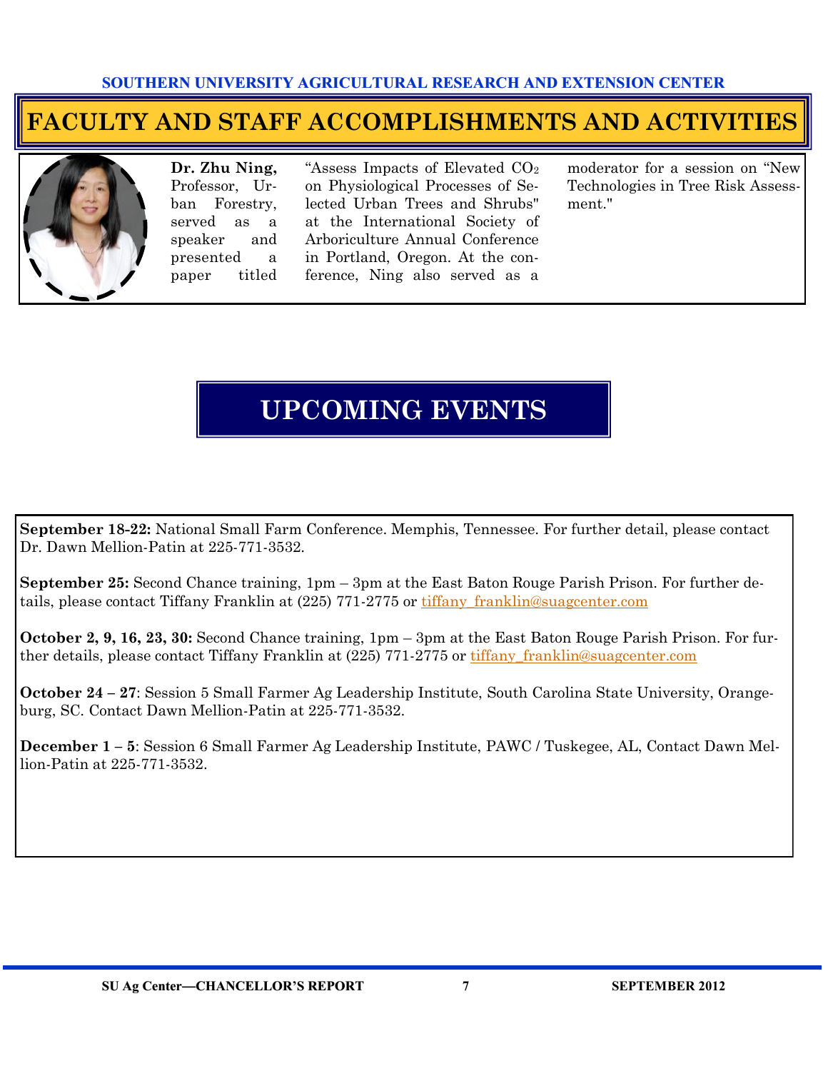SOUTHERN UNIVERSITY AGRICULTURAL RESEARCH AND EXTENSION CENTER

# FACULTY AND STAFF ACCOMPLISHMENTS AND ACTIVITIES

**Dr. Zhu Ning,** Professor, Urban Forestry, served as a speaker and presented a paper titled "Assess Impacts of Elevated $CO_2$ on Physiological Processes of Selected Urban Trees and Shrubs" at the International Society of Arboriculture Annual Conference in Portland, Oregon. At the conference, Ning also served as a moderator for a session on "New Technologies in Tree Risk Assessment."

# UPCOMING EVENTS

**September 18-22:** National Small Farm Conference. Memphis, Tennessee. For further detail, please contact Dr. Dawn Mellion-Patin at 225-771-3532.

**September 25:** Second Chance training, 1pm – 3pm at the East Baton Rouge Parish Prison. For further details, please contact Tiffany Franklin at (225) 771-2775 or tiffany_franklin@suagcenter.com

**October 2, 9, 16, 23, 30:** Second Chance training, 1pm – 3pm at the East Baton Rouge Parish Prison. For further details, please contact Tiffany Franklin at (225) 771-2775 or tiffany_franklin@suagcenter.com

**October 24 – 27**: Session 5 Small Farmer Ag Leadership Institute, South Carolina State University, Orangeburg, SC. Contact Dawn Mellion-Patin at 225-771-3532.

**December 1 – 5**: Session 6 Small Farmer Ag Leadership Institute, PAWC / Tuskegee, AL, Contact Dawn Mellion-Patin at 225-771-3532.